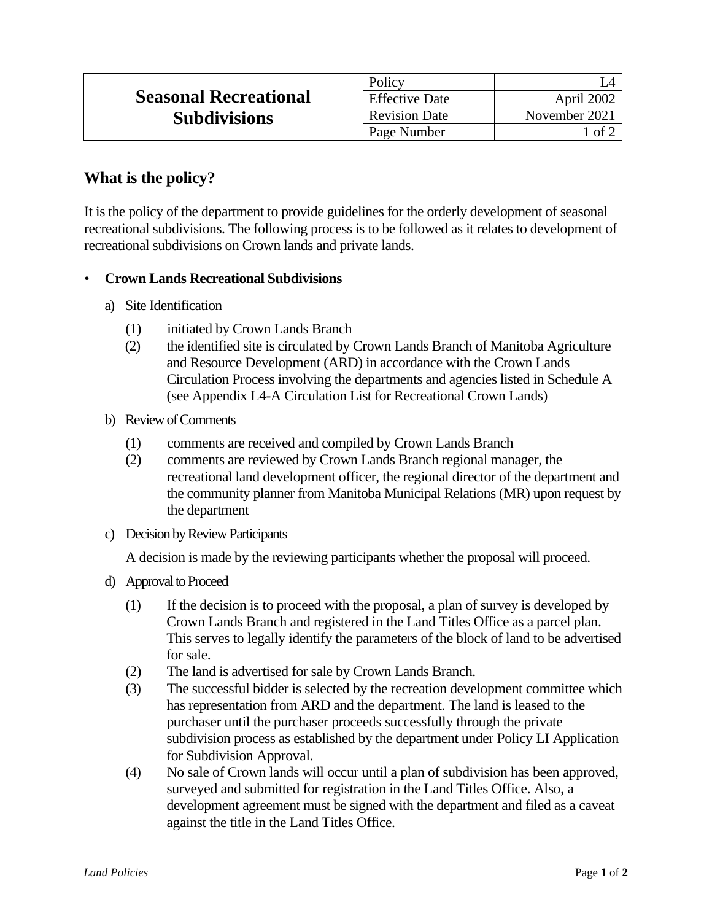| Seasonal Recreational Subdivisions | Policy | L4 |
| --- | --- | --- |
| | Effective Date | April 2002 |
| | Revision Date | November 2021 |
| | Page Number | 1 of 2 |

## What is the policy?

It is the policy of the department to provide guidelines for the orderly development of seasonal recreational subdivisions. The following process is to be followed as it relates to development of recreational subdivisions on Crown lands and private lands.

- **Crown Lands Recreational Subdivisions**

  a) Site Identification

    (1) initiated by Crown Lands Branch

    (2) the identified site is circulated by Crown Lands Branch of Manitoba Agriculture and Resource Development (ARD) in accordance with the Crown Lands Circulation Process involving the departments and agencies listed in Schedule A (see Appendix L4-A Circulation List for Recreational Crown Lands)

  b) Review of Comments

    (1) comments are received and compiled by Crown Lands Branch

    (2) comments are reviewed by Crown Lands Branch regional manager, the recreational land development officer, the regional director of the department and the community planner from Manitoba Municipal Relations (MR) upon request by the department

  c) Decision by Review Participants

    A decision is made by the reviewing participants whether the proposal will proceed.

  d) Approval to Proceed

    (1) If the decision is to proceed with the proposal, a plan of survey is developed by Crown Lands Branch and registered in the Land Titles Office as a parcel plan. This serves to legally identify the parameters of the block of land to be advertised for sale.

    (2) The land is advertised for sale by Crown Lands Branch.

    (3) The successful bidder is selected by the recreation development committee which has representation from ARD and the department. The land is leased to the purchaser until the purchaser proceeds successfully through the private subdivision process as established by the department under Policy LI Application for Subdivision Approval.

    (4) No sale of Crown lands will occur until a plan of subdivision has been approved, surveyed and submitted for registration in the Land Titles Office. Also, a development agreement must be signed with the department and filed as a caveat against the title in the Land Titles Office.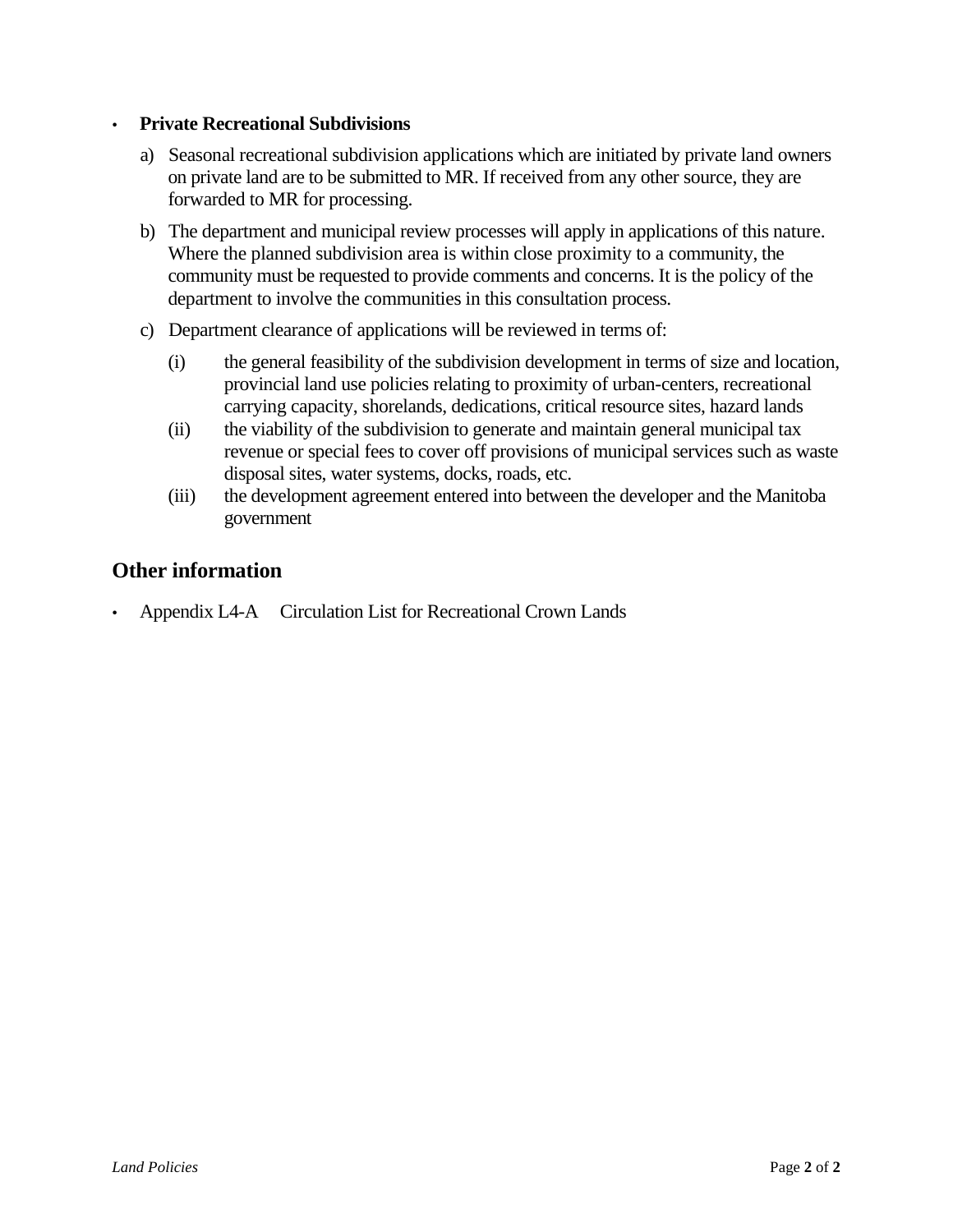- **Private Recreational Subdivisions**

  a) Seasonal recreational subdivision applications which are initiated by private land owners on private land are to be submitted to MR. If received from any other source, they are forwarded to MR for processing.

  b) The department and municipal review processes will apply in applications of this nature. Where the planned subdivision area is within close proximity to a community, the community must be requested to provide comments and concerns. It is the policy of the department to involve the communities in this consultation process.

  c) Department clearance of applications will be reviewed in terms of:

     (i) the general feasibility of the subdivision development in terms of size and location, provincial land use policies relating to proximity of urban-centers, recreational carrying capacity, shorelands, dedications, critical resource sites, hazard lands

     (ii) the viability of the subdivision to generate and maintain general municipal tax revenue or special fees to cover off provisions of municipal services such as waste disposal sites, water systems, docks, roads, etc.

     (iii) the development agreement entered into between the developer and the Manitoba government

## Other information

- Appendix L4-A Circulation List for Recreational Crown Lands